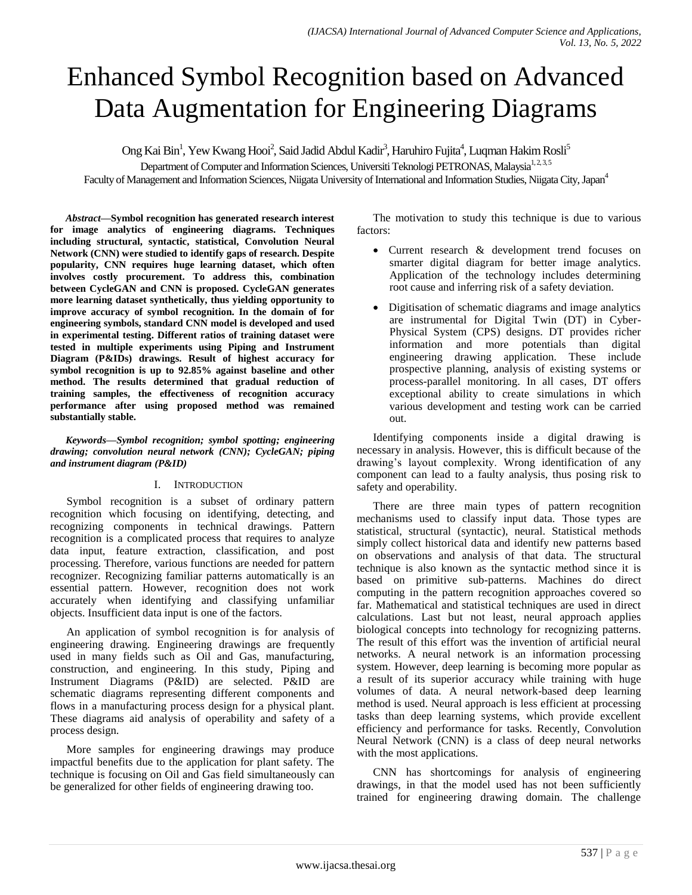# Enhanced Symbol Recognition based on Advanced Data Augmentation for Engineering Diagrams

Ong Kai Bin[1], Yew Kwang Hooi[2], Said Jadid Abdul Kadir[3], Haruhiro Fujita[4], Luqman Hakim Rosli[5]

Department of Computer and Information Sciences, Universiti Teknologi PETRONAS, Malaysia[1, 2, 3, 5]

Faculty of Management and Information Sciences, Niigata University of International and Information Studies, Niigata City, Japan[4]

***Abstract*—Symbol recognition has generated research interest for image analytics of engineering diagrams. Techniques including structural, syntactic, statistical, Convolution Neural Network (CNN) were studied to identify gaps of research. Despite popularity, CNN requires huge learning dataset, which often involves costly procurement. To address this, combination between CycleGAN and CNN is proposed. CycleGAN generates more learning dataset synthetically, thus yielding opportunity to improve accuracy of symbol recognition. In the domain of for engineering symbols, standard CNN model is developed and used in experimental testing. Different ratios of training dataset were tested in multiple experiments using Piping and Instrument Diagram (P&IDs) drawings. Result of highest accuracy for symbol recognition is up to 92.85% against baseline and other method. The results determined that gradual reduction of training samples, the effectiveness of recognition accuracy performance after using proposed method was remained substantially stable.**

***Keywords*—*Symbol recognition; symbol spotting; engineering drawing; convolution neural network (CNN); CycleGAN; piping and instrument diagram (P&ID)***

## I. Introduction

Symbol recognition is a subset of ordinary pattern recognition which focusing on identifying, detecting, and recognizing components in technical drawings. Pattern recognition is a complicated process that requires to analyze data input, feature extraction, classification, and post processing. Therefore, various functions are needed for pattern recognizer. Recognizing familiar patterns automatically is an essential pattern. However, recognition does not work accurately when identifying and classifying unfamiliar objects. Insufficient data input is one of the factors.

An application of symbol recognition is for analysis of engineering drawing. Engineering drawings are frequently used in many fields such as Oil and Gas, manufacturing, construction, and engineering. In this study, Piping and Instrument Diagrams (P&ID) are selected. P&ID are schematic diagrams representing different components and flows in a manufacturing process design for a physical plant. These diagrams aid analysis of operability and safety of a process design.

More samples for engineering drawings may produce impactful benefits due to the application for plant safety. The technique is focusing on Oil and Gas field simultaneously can be generalized for other fields of engineering drawing too.

The motivation to study this technique is due to various factors:

- Current research & development trend focuses on smarter digital diagram for better image analytics. Application of the technology includes determining root cause and inferring risk of a safety deviation.
- Digitisation of schematic diagrams and image analytics are instrumental for Digital Twin (DT) in Cyber-Physical System (CPS) designs. DT provides richer information and more potentials than digital engineering drawing application. These include prospective planning, analysis of existing systems or process-parallel monitoring. In all cases, DT offers exceptional ability to create simulations in which various development and testing work can be carried out.

Identifying components inside a digital drawing is necessary in analysis. However, this is difficult because of the drawing's layout complexity. Wrong identification of any component can lead to a faulty analysis, thus posing risk to safety and operability.

There are three main types of pattern recognition mechanisms used to classify input data. Those types are statistical, structural (syntactic), neural. Statistical methods simply collect historical data and identify new patterns based on observations and analysis of that data. The structural technique is also known as the syntactic method since it is based on primitive sub-patterns. Machines do direct computing in the pattern recognition approaches covered so far. Mathematical and statistical techniques are used in direct calculations. Last but not least, neural approach applies biological concepts into technology for recognizing patterns. The result of this effort was the invention of artificial neural networks. A neural network is an information processing system. However, deep learning is becoming more popular as a result of its superior accuracy while training with huge volumes of data. A neural network-based deep learning method is used. Neural approach is less efficient at processing tasks than deep learning systems, which provide excellent efficiency and performance for tasks. Recently, Convolution Neural Network (CNN) is a class of deep neural networks with the most applications.

CNN has shortcomings for analysis of engineering drawings, in that the model used has not been sufficiently trained for engineering drawing domain. The challenge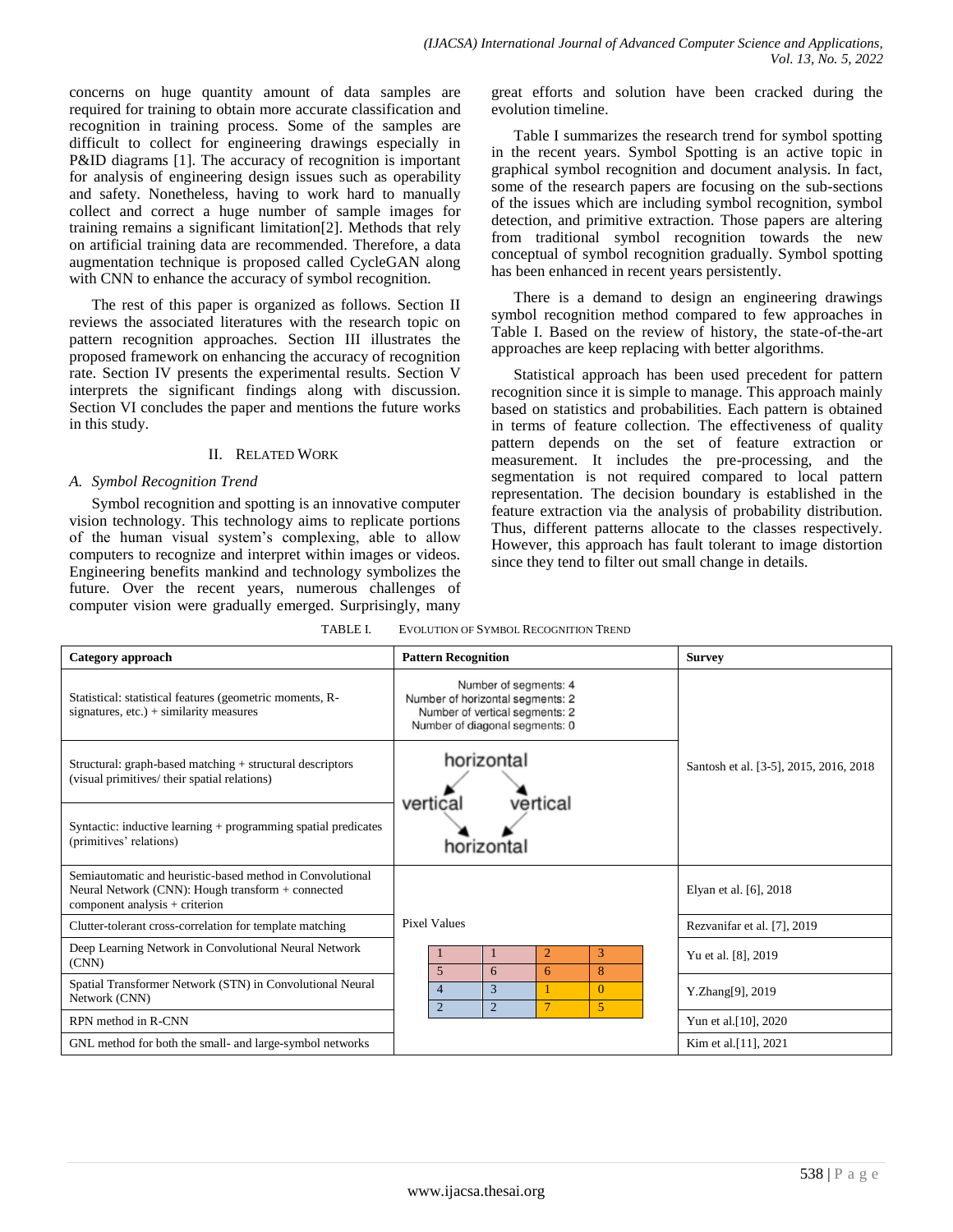concerns on huge quantity amount of data samples are required for training to obtain more accurate classification and recognition in training process. Some of the samples are difficult to collect for engineering drawings especially in P&ID diagrams [1]. The accuracy of recognition is important for analysis of engineering design issues such as operability and safety. Nonetheless, having to work hard to manually collect and correct a huge number of sample images for training remains a significant limitation[2]. Methods that rely on artificial training data are recommended. Therefore, a data augmentation technique is proposed called CycleGAN along with CNN to enhance the accuracy of symbol recognition.

The rest of this paper is organized as follows. Section II reviews the associated literatures with the research topic on pattern recognition approaches. Section III illustrates the proposed framework on enhancing the accuracy of recognition rate. Section IV presents the experimental results. Section V interprets the significant findings along with discussion. Section VI concludes the paper and mentions the future works in this study.

## II. Related Work

### A. *Symbol Recognition Trend*

Symbol recognition and spotting is an innovative computer vision technology. This technology aims to replicate portions of the human visual system's complexing, able to allow computers to recognize and interpret within images or videos. Engineering benefits mankind and technology symbolizes the future. Over the recent years, numerous challenges of computer vision were gradually emerged. Surprisingly, many great efforts and solution have been cracked during the evolution timeline.

Table I summarizes the research trend for symbol spotting in the recent years. Symbol Spotting is an active topic in graphical symbol recognition and document analysis. In fact, some of the research papers are focusing on the sub-sections of the issues which are including symbol recognition, symbol detection, and primitive extraction. Those papers are altering from traditional symbol recognition towards the new conceptual of symbol recognition gradually. Symbol spotting has been enhanced in recent years persistently.

There is a demand to design an engineering drawings symbol recognition method compared to few approaches in Table I. Based on the review of history, the state-of-the-art approaches are keep replacing with better algorithms.

Statistical approach has been used precedent for pattern recognition since it is simple to manage. This approach mainly based on statistics and probabilities. Each pattern is obtained in terms of feature collection. The effectiveness of quality pattern depends on the set of feature extraction or measurement. It includes the pre-processing, and the segmentation is not required compared to local pattern representation. The decision boundary is established in the feature extraction via the analysis of probability distribution. Thus, different patterns allocate to the classes respectively. However, this approach has fault tolerant to image distortion since they tend to filter out small change in details.

TABLE I. Evolution of Symbol Recognition Trend

| Category approach | Pattern Recognition | Survey |
|---|---|---|
| Statistical: statistical features (geometric moments, R-signatures, etc.) + similarity measures | Number of segments: 4<br>Number of horizontal segments: 2<br>Number of vertical segments: 2<br>Number of diagonal segments: 0 | Santosh et al. [3-5], 2015, 2016, 2018 |
| Structural: graph-based matching + structural descriptors (visual primitives/ their spatial relations) | horizontal → vertical, vertical → horizontal | |
| Syntactic: inductive learning + programming spatial predicates (primitives' relations) | | |
| Semiautomatic and heuristic-based method in Convolutional Neural Network (CNN): Hough transform + connected component analysis + criterion | Pixel Values<br>1 1 2 3<br>5 6 6 8<br>4 3 1 0<br>2 2 7 5 | Elyan et al. [6], 2018 |
| Clutter-tolerant cross-correlation for template matching | | Rezvanifar et al. [7], 2019 |
| Deep Learning Network in Convolutional Neural Network (CNN) | | Yu et al. [8], 2019 |
| Spatial Transformer Network (STN) in Convolutional Neural Network (CNN) | | Y.Zhang[9], 2019 |
| RPN method in R-CNN | | Yun et al.[10], 2020 |
| GNL method for both the small- and large-symbol networks | | Kim et al.[11], 2021 |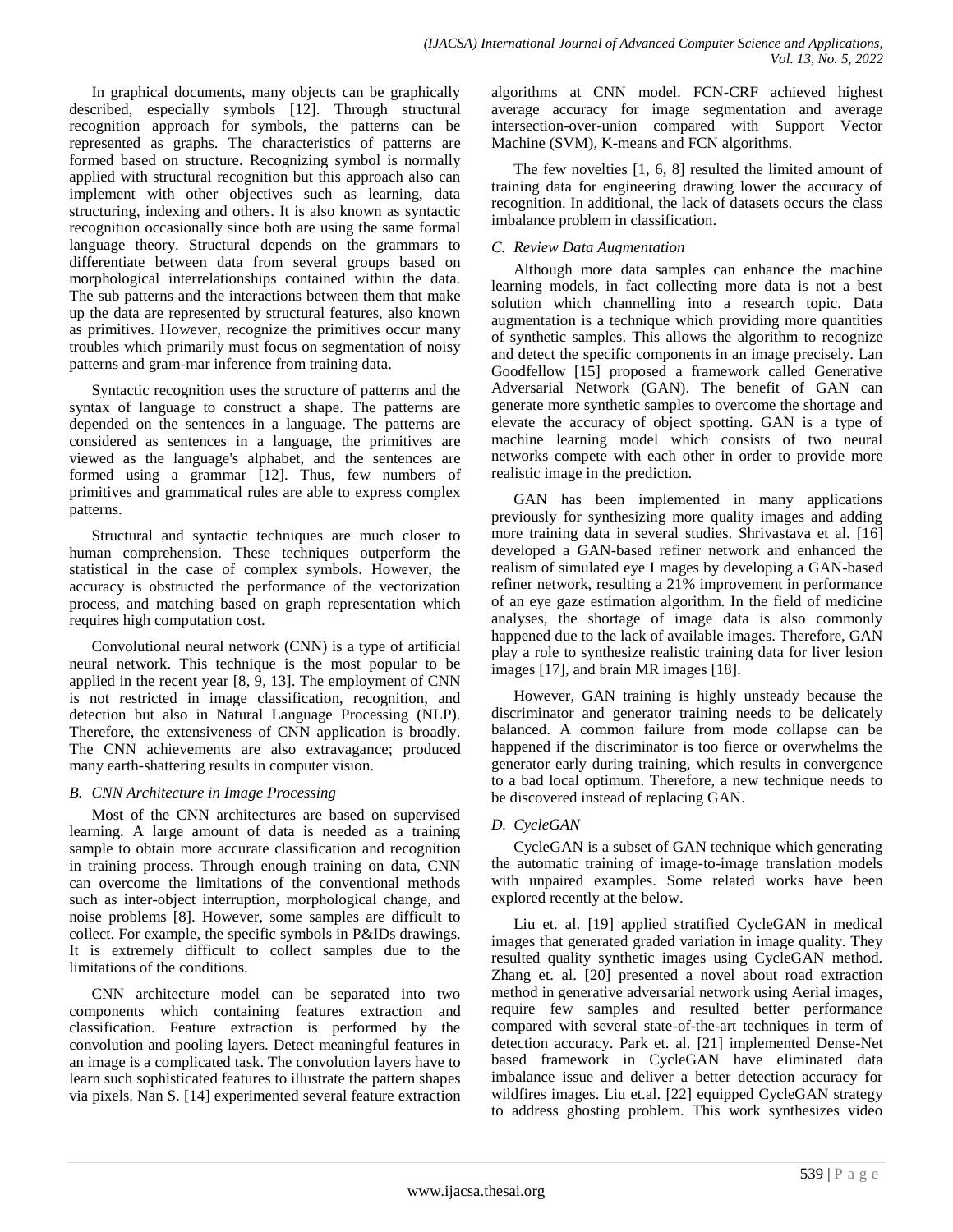In graphical documents, many objects can be graphically described, especially symbols [12]. Through structural recognition approach for symbols, the patterns can be represented as graphs. The characteristics of patterns are formed based on structure. Recognizing symbol is normally applied with structural recognition but this approach also can implement with other objectives such as learning, data structuring, indexing and others. It is also known as syntactic recognition occasionally since both are using the same formal language theory. Structural depends on the grammars to differentiate between data from several groups based on morphological interrelationships contained within the data. The sub patterns and the interactions between them that make up the data are represented by structural features, also known as primitives. However, recognize the primitives occur many troubles which primarily must focus on segmentation of noisy patterns and gram-mar inference from training data.

Syntactic recognition uses the structure of patterns and the syntax of language to construct a shape. The patterns are depended on the sentences in a language. The patterns are considered as sentences in a language, the primitives are viewed as the language's alphabet, and the sentences are formed using a grammar [12]. Thus, few numbers of primitives and grammatical rules are able to express complex patterns.

Structural and syntactic techniques are much closer to human comprehension. These techniques outperform the statistical in the case of complex symbols. However, the accuracy is obstructed the performance of the vectorization process, and matching based on graph representation which requires high computation cost.

Convolutional neural network (CNN) is a type of artificial neural network. This technique is the most popular to be applied in the recent year [8, 9, 13]. The employment of CNN is not restricted in image classification, recognition, and detection but also in Natural Language Processing (NLP). Therefore, the extensiveness of CNN application is broadly. The CNN achievements are also extravagance; produced many earth-shattering results in computer vision.

### *B. CNN Architecture in Image Processing*

Most of the CNN architectures are based on supervised learning. A large amount of data is needed as a training sample to obtain more accurate classification and recognition in training process. Through enough training on data, CNN can overcome the limitations of the conventional methods such as inter-object interruption, morphological change, and noise problems [8]. However, some samples are difficult to collect. For example, the specific symbols in P&IDs drawings. It is extremely difficult to collect samples due to the limitations of the conditions.

CNN architecture model can be separated into two components which containing features extraction and classification. Feature extraction is performed by the convolution and pooling layers. Detect meaningful features in an image is a complicated task. The convolution layers have to learn such sophisticated features to illustrate the pattern shapes via pixels. Nan S. [14] experimented several feature extraction algorithms at CNN model. FCN-CRF achieved highest average accuracy for image segmentation and average intersection-over-union compared with Support Vector Machine (SVM), K-means and FCN algorithms.

The few novelties [1, 6, 8] resulted the limited amount of training data for engineering drawing lower the accuracy of recognition. In additional, the lack of datasets occurs the class imbalance problem in classification.

### *C. Review Data Augmentation*

Although more data samples can enhance the machine learning models, in fact collecting more data is not a best solution which channelling into a research topic. Data augmentation is a technique which providing more quantities of synthetic samples. This allows the algorithm to recognize and detect the specific components in an image precisely. Lan Goodfellow [15] proposed a framework called Generative Adversarial Network (GAN). The benefit of GAN can generate more synthetic samples to overcome the shortage and elevate the accuracy of object spotting. GAN is a type of machine learning model which consists of two neural networks compete with each other in order to provide more realistic image in the prediction.

GAN has been implemented in many applications previously for synthesizing more quality images and adding more training data in several studies. Shrivastava et al. [16] developed a GAN-based refiner network and enhanced the realism of simulated eye I mages by developing a GAN-based refiner network, resulting a 21% improvement in performance of an eye gaze estimation algorithm. In the field of medicine analyses, the shortage of image data is also commonly happened due to the lack of available images. Therefore, GAN play a role to synthesize realistic training data for liver lesion images [17], and brain MR images [18].

However, GAN training is highly unsteady because the discriminator and generator training needs to be delicately balanced. A common failure from mode collapse can be happened if the discriminator is too fierce or overwhelms the generator early during training, which results in convergence to a bad local optimum. Therefore, a new technique needs to be discovered instead of replacing GAN.

### *D. CycleGAN*

CycleGAN is a subset of GAN technique which generating the automatic training of image-to-image translation models with unpaired examples. Some related works have been explored recently at the below.

Liu et. al. [19] applied stratified CycleGAN in medical images that generated graded variation in image quality. They resulted quality synthetic images using CycleGAN method. Zhang et. al. [20] presented a novel about road extraction method in generative adversarial network using Aerial images, require few samples and resulted better performance compared with several state-of-the-art techniques in term of detection accuracy. Park et. al. [21] implemented Dense-Net based framework in CycleGAN have eliminated data imbalance issue and deliver a better detection accuracy for wildfires images. Liu et.al. [22] equipped CycleGAN strategy to address ghosting problem. This work synthesizes video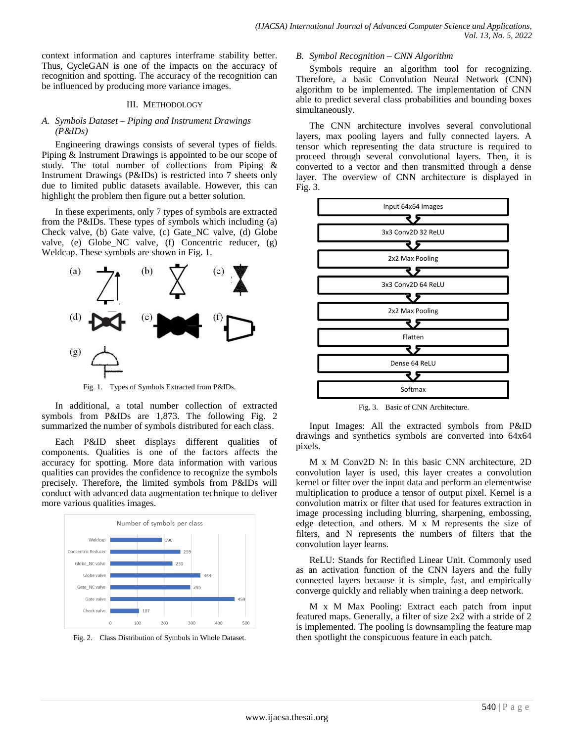context information and captures interframe stability better. Thus, CycleGAN is one of the impacts on the accuracy of recognition and spotting. The accuracy of the recognition can be influenced by producing more variance images.

## III. Methodology

### A. Symbols Dataset – Piping and Instrument Drawings (P&IDs)

Engineering drawings consists of several types of fields. Piping & Instrument Drawings is appointed to be our scope of study. The total number of collections from Piping & Instrument Drawings (P&IDs) is restricted into 7 sheets only due to limited public datasets available. However, this can highlight the problem then figure out a better solution.

In these experiments, only 7 types of symbols are extracted from the P&IDs. These types of symbols which including (a) Check valve, (b) Gate valve, (c) Gate_NC valve, (d) Globe valve, (e) Globe_NC valve, (f) Concentric reducer, (g) Weldcap. These symbols are shown in Fig. 1.

Fig. 1. Types of Symbols Extracted from P&IDs.

In additional, a total number collection of extracted symbols from P&IDs are 1,873. The following Fig. 2 summarized the number of symbols distributed for each class.

Each P&ID sheet displays different qualities of components. Qualities is one of the factors affects the accuracy for spotting. More data information with various qualities can provides the confidence to recognize the symbols precisely. Therefore, the limited symbols from P&IDs will conduct with advanced data augmentation technique to deliver more various qualities images.

Number of symbols per class

| Class | Count |
|---|---|
| Weldcap | 190 |
| Concentric Reducer | 259 |
| Globe_NC valve | 230 |
| Globe valve | 333 |
| Gate_NC valve | 295 |
| Gate valve | 459 |
| Check valve | 107 |

Fig. 2. Class Distribution of Symbols in Whole Dataset.

### B. Symbol Recognition – CNN Algorithm

Symbols require an algorithm tool for recognizing. Therefore, a basic Convolution Neural Network (CNN) algorithm to be implemented. The implementation of CNN able to predict several class probabilities and bounding boxes simultaneously.

The CNN architecture involves several convolutional layers, max pooling layers and fully connected layers. A tensor which representing the data structure is required to proceed through several convolutional layers. Then, it is converted to a vector and then transmitted through a dense layer. The overview of CNN architecture is displayed in Fig. 3.

Input 64x64 Images → 3x3 Conv2D 32 ReLU → 2x2 Max Pooling → 3x3 Conv2D 64 ReLU → 2x2 Max Pooling → Flatten → Dense 64 ReLU → Softmax

Fig. 3. Basic of CNN Architecture.

Input Images: All the extracted symbols from P&ID drawings and synthetics symbols are converted into 64x64 pixels.

M x M Conv2D N: In this basic CNN architecture, 2D convolution layer is used, this layer creates a convolution kernel or filter over the input data and perform an elementwise multiplication to produce a tensor of output pixel. Kernel is a convolution matrix or filter that used for features extraction in image processing including blurring, sharpening, embossing, edge detection, and others. M x M represents the size of filters, and N represents the numbers of filters that the convolution layer learns.

ReLU: Stands for Rectified Linear Unit. Commonly used as an activation function of the CNN layers and the fully connected layers because it is simple, fast, and empirically converge quickly and reliably when training a deep network.

M x M Max Pooling: Extract each patch from input featured maps. Generally, a filter of size 2x2 with a stride of 2 is implemented. The pooling is downsampling the feature map then spotlight the conspicuous feature in each patch.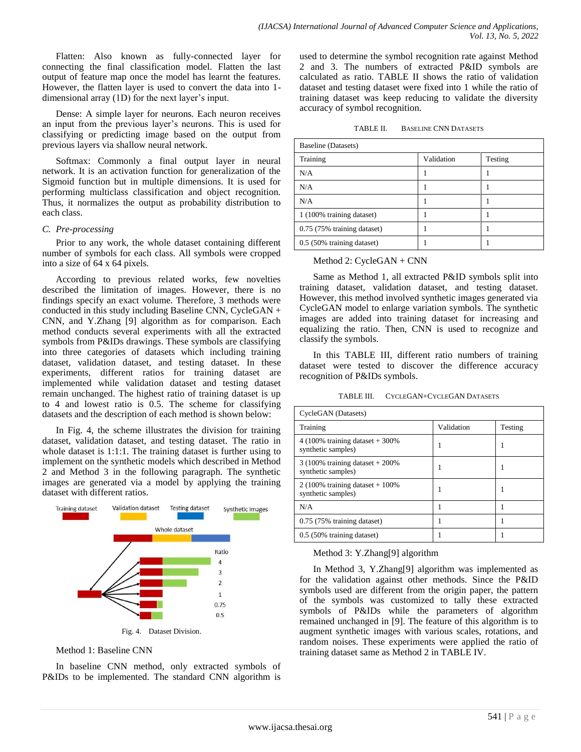Flatten: Also known as fully-connected layer for connecting the final classification model. Flatten the last output of feature map once the model has learnt the features. However, the flatten layer is used to convert the data into 1-dimensional array (1D) for the next layer's input.

Dense: A simple layer for neurons. Each neuron receives an input from the previous layer's neurons. This is used for classifying or predicting image based on the output from previous layers via shallow neural network.

Softmax: Commonly a final output layer in neural network. It is an activation function for generalization of the Sigmoid function but in multiple dimensions. It is used for performing multiclass classification and object recognition. Thus, it normalizes the output as probability distribution to each class.

### *C. Pre-processing*

Prior to any work, the whole dataset containing different number of symbols for each class. All symbols were cropped into a size of 64 x 64 pixels.

According to previous related works, few novelties described the limitation of images. However, there is no findings specify an exact volume. Therefore, 3 methods were conducted in this study including Baseline CNN, CycleGAN + CNN, and Y.Zhang [9] algorithm as for comparison. Each method conducts several experiments with all the extracted symbols from P&IDs drawings. These symbols are classifying into three categories of datasets which including training dataset, validation dataset, and testing dataset. In these experiments, different ratios for training dataset are implemented while validation dataset and testing dataset remain unchanged. The highest ratio of training dataset is up to 4 and lowest ratio is 0.5. The scheme for classifying datasets and the description of each method is shown below:

In Fig. 4, the scheme illustrates the division for training dataset, validation dataset, and testing dataset. The ratio in whole dataset is 1:1:1. The training dataset is further using to implement on the synthetic models which described in Method 2 and Method 3 in the following paragraph. The synthetic images are generated via a model by applying the training dataset with different ratios.

Fig. 4. Dataset Division.

Method 1: Baseline CNN

In baseline CNN method, only extracted symbols of P&IDs to be implemented. The standard CNN algorithm is used to determine the symbol recognition rate against Method 2 and 3. The numbers of extracted P&ID symbols are calculated as ratio. TABLE II shows the ratio of validation dataset and testing dataset were fixed into 1 while the ratio of training dataset was keep reducing to validate the diversity accuracy of symbol recognition.

TABLE II. BASELINE CNN DATASETS

| Baseline (Datasets) | | |
|---|---|---|
| Training | Validation | Testing |
| N/A | 1 | 1 |
| N/A | 1 | 1 |
| N/A | 1 | 1 |
| 1 (100% training dataset) | 1 | 1 |
| 0.75 (75% training dataset) | 1 | 1 |
| 0.5 (50% training dataset) | 1 | 1 |

Method 2: CycleGAN + CNN

Same as Method 1, all extracted P&ID symbols split into training dataset, validation dataset, and testing dataset. However, this method involved synthetic images generated via CycleGAN model to enlarge variation symbols. The synthetic images are added into training dataset for increasing and equalizing the ratio. Then, CNN is used to recognize and classify the symbols.

In this TABLE III, different ratio numbers of training dataset were tested to discover the difference accuracy recognition of P&IDs symbols.

TABLE III. CYCLEGAN+CYCLEGAN DATASETS

| CycleGAN (Datasets) | | |
|---|---|---|
| Training | Validation | Testing |
| 4 (100% training dataset + 300% synthetic samples) | 1 | 1 |
| 3 (100% training dataset + 200% synthetic samples) | 1 | 1 |
| 2 (100% training dataset + 100% synthetic samples) | 1 | 1 |
| N/A | 1 | 1 |
| 0.75 (75% training dataset) | 1 | 1 |
| 0.5 (50% training dataset) | 1 | 1 |

Method 3: Y.Zhang[9] algorithm

In Method 3, Y.Zhang[9] algorithm was implemented as for the validation against other methods. Since the P&ID symbols used are different from the origin paper, the pattern of the symbols was customized to tally these extracted symbols of P&IDs while the parameters of algorithm remained unchanged in [9]. The feature of this algorithm is to augment synthetic images with various scales, rotations, and random noises. These experiments were applied the ratio of training dataset same as Method 2 in TABLE IV.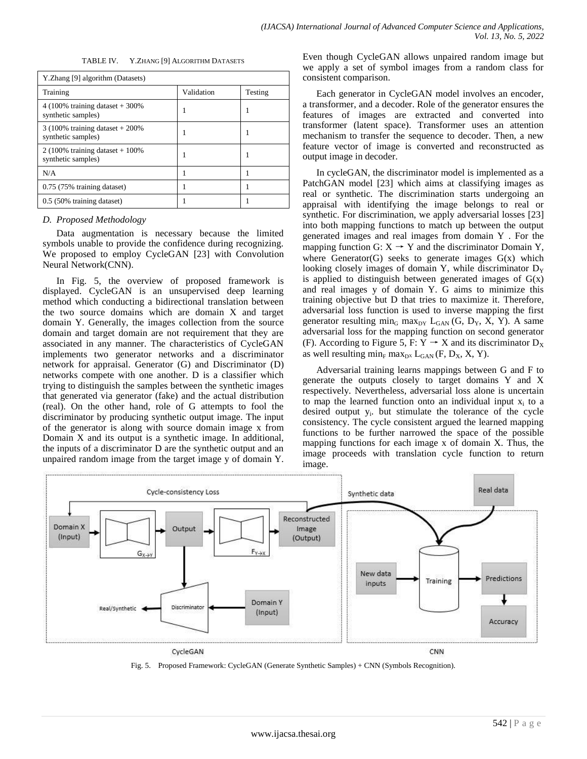TABLE IV. Y.ZHANG [9] ALGORITHM DATASETS

| Y.Zhang [9] algorithm (Datasets) | | |
|---|---|---|
| Training | Validation | Testing |
| 4 (100% training dataset + 300% synthetic samples) | 1 | 1 |
| 3 (100% training dataset + 200% synthetic samples) | 1 | 1 |
| 2 (100% training dataset + 100% synthetic samples) | 1 | 1 |
| N/A | 1 | 1 |
| 0.75 (75% training dataset) | 1 | 1 |
| 0.5 (50% training dataset) | 1 | 1 |

### *D. Proposed Methodology*

Data augmentation is necessary because the limited symbols unable to provide the confidence during recognizing. We proposed to employ CycleGAN [23] with Convolution Neural Network(CNN).

In Fig. 5, the overview of proposed framework is displayed. CycleGAN is an unsupervised deep learning method which conducting a bidirectional translation between the two source domains which are domain X and target domain Y. Generally, the images collection from the source domain and target domain are not requirement that they are associated in any manner. The characteristics of CycleGAN implements two generator networks and a discriminator network for appraisal. Generator (G) and Discriminator (D) networks compete with one another. D is a classifier which trying to distinguish the samples between the synthetic images that generated via generator (fake) and the actual distribution (real). On the other hand, role of G attempts to fool the discriminator by producing synthetic output image. The input of the generator is along with source domain image x from Domain X and its output is a synthetic image. In additional, the inputs of a discriminator D are the synthetic output and an unpaired random image from the target image y of domain Y. Even though CycleGAN allows unpaired random image but we apply a set of symbol images from a random class for consistent comparison.

Each generator in CycleGAN model involves an encoder, a transformer, and a decoder. Role of the generator ensures the features of images are extracted and converted into transformer (latent space). Transformer uses an attention mechanism to transfer the sequence to decoder. Then, a new feature vector of image is converted and reconstructed as output image in decoder.

In cycleGAN, the discriminator model is implemented as a PatchGAN model [23] which aims at classifying images as real or synthetic. The discrimination starts undergoing an appraisal with identifying the image belongs to real or synthetic. For discrimination, we apply adversarial losses [23] into both mapping functions to match up between the output generated images and real images from domain Y . For the mapping function G: $X \rightarrow Y$ and the discriminator Domain Y, where Generator(G) seeks to generate images G(x) which looking closely images of domain Y, while discriminator $D_Y$ is applied to distinguish between generated images of G(x) and real images y of domain Y. G aims to minimize this training objective but D that tries to maximize it. Therefore, adversarial loss function is used to inverse mapping the first generator resulting $\min_G \max_{D_Y} L_{GAN}(G, D_Y, X, Y)$. A same adversarial loss for the mapping function on second generator (F). According to Figure 5, F: $Y \rightarrow X$ and its discriminator $D_X$ as well resulting $\min_F \max_{D_X} L_{GAN}(F, D_X, X, Y)$.

Adversarial training learns mappings between G and F to generate the outputs closely to target domains Y and X respectively. Nevertheless, adversarial loss alone is uncertain to map the learned function onto an individual input $x_i$ to a desired output $y_i$. but stimulate the tolerance of the cycle consistency. The cycle consistent argued the learned mapping functions to be further narrowed the space of the possible mapping functions for each image x of domain X. Thus, the image proceeds with translation cycle function to return image.

Fig. 5. Proposed Framework: CycleGAN (Generate Synthetic Samples) + CNN (Symbols Recognition).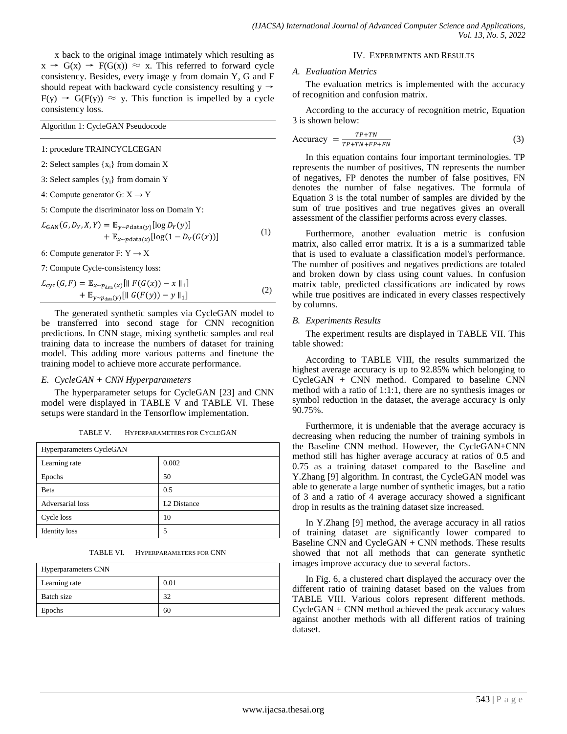x back to the original image intimately which resulting as $x \rightarrow G(x) \rightarrow F(G(x)) \approx x$. This referred to forward cycle consistency. Besides, every image y from domain Y, G and F should repeat with backward cycle consistency resulting $y \rightarrow F(y) \rightarrow G(F(y)) \approx y$. This function is impelled by a cycle consistency loss.

Algorithm 1: CycleGAN Pseudocode

1: procedure TRAINCYCLCEGAN

2: Select samples $\{x_i\}$ from domain X

3: Select samples $\{y_i\}$ from domain Y

4: Compute generator G: $X \rightarrow Y$

5: Compute the discriminator loss on Domain Y:

$$\mathcal{L}_{\text{GAN}}(G, D_Y, X, Y) = \mathbb{E}_{y\sim p\text{data}(y)}[\log D_Y(y)] + \mathbb{E}_{x\sim p\text{data}(x)}[\log(1 - D_Y(G(x))] \tag{1}$$

6: Compute generator F: $Y \rightarrow X$

7: Compute Cycle-consistency loss:

$$\mathcal{L}_{\text{cyc}}(G, F) = \mathbb{E}_{x\sim p_{\text{data}}(x)}[\| F(G(x)) - x \|_1] + \mathbb{E}_{y\sim p_{\text{data}}(y)}[\| G(F(y)) - y \|_1] \tag{2}$$

The generated synthetic samples via CycleGAN model to be transferred into second stage for CNN recognition predictions. In CNN stage, mixing synthetic samples and real training data to increase the numbers of dataset for training model. This adding more various patterns and finetune the training model to achieve more accurate performance.

### *E. CycleGAN + CNN Hyperparameters*

The hyperparameter setups for CycleGAN [23] and CNN model were displayed in TABLE V and TABLE VI. These setups were standard in the Tensorflow implementation.

TABLE V. HYPERPARAMETERS FOR CYCLEGAN

| Hyperparameters CycleGAN | |
|---|---|
| Learning rate | 0.002 |
| Epochs | 50 |
| Beta | 0.5 |
| Adversarial loss | L2 Distance |
| Cycle loss | 10 |
| Identity loss | 5 |

TABLE VI. HYPERPARAMETERS FOR CNN

| Hyperparameters CNN | |
|---|---|
| Learning rate | 0.01 |
| Batch size | 32 |
| Epochs | 60 |

## IV. EXPERIMENTS AND RESULTS

### *A. Evaluation Metrics*

The evaluation metrics is implemented with the accuracy of recognition and confusion matrix.

According to the accuracy of recognition metric, Equation 3 is shown below:

$$\text{Accuracy} = \frac{TP+TN}{TP+TN+FP+FN} \tag{3}$$

In this equation contains four important terminologies. TP represents the number of positives, TN represents the number of negatives, FP denotes the number of false positives, FN denotes the number of false negatives. The formula of Equation 3 is the total number of samples are divided by the sum of true positives and true negatives gives an overall assessment of the classifier performs across every classes.

Furthermore, another evaluation metric is confusion matrix, also called error matrix. It is a is a summarized table that is used to evaluate a classification model's performance. The number of positives and negatives predictions are totaled and broken down by class using count values. In confusion matrix table, predicted classifications are indicated by rows while true positives are indicated in every classes respectively by columns.

### *B. Experiments Results*

The experiment results are displayed in TABLE VII. This table showed:

According to TABLE VIII, the results summarized the highest average accuracy is up to 92.85% which belonging to CycleGAN + CNN method. Compared to baseline CNN method with a ratio of 1:1:1, there are no synthesis images or symbol reduction in the dataset, the average accuracy is only 90.75%.

Furthermore, it is undeniable that the average accuracy is decreasing when reducing the number of training symbols in the Baseline CNN method. However, the CycleGAN+CNN method still has higher average accuracy at ratios of 0.5 and 0.75 as a training dataset compared to the Baseline and Y.Zhang [9] algorithm. In contrast, the CycleGAN model was able to generate a large number of synthetic images, but a ratio of 3 and a ratio of 4 average accuracy showed a significant drop in results as the training dataset size increased.

In Y.Zhang [9] method, the average accuracy in all ratios of training dataset are significantly lower compared to Baseline CNN and CycleGAN + CNN methods. These results showed that not all methods that can generate synthetic images improve accuracy due to several factors.

In Fig. 6, a clustered chart displayed the accuracy over the different ratio of training dataset based on the values from TABLE VIII. Various colors represent different methods. CycleGAN + CNN method achieved the peak accuracy values against another methods with all different ratios of training dataset.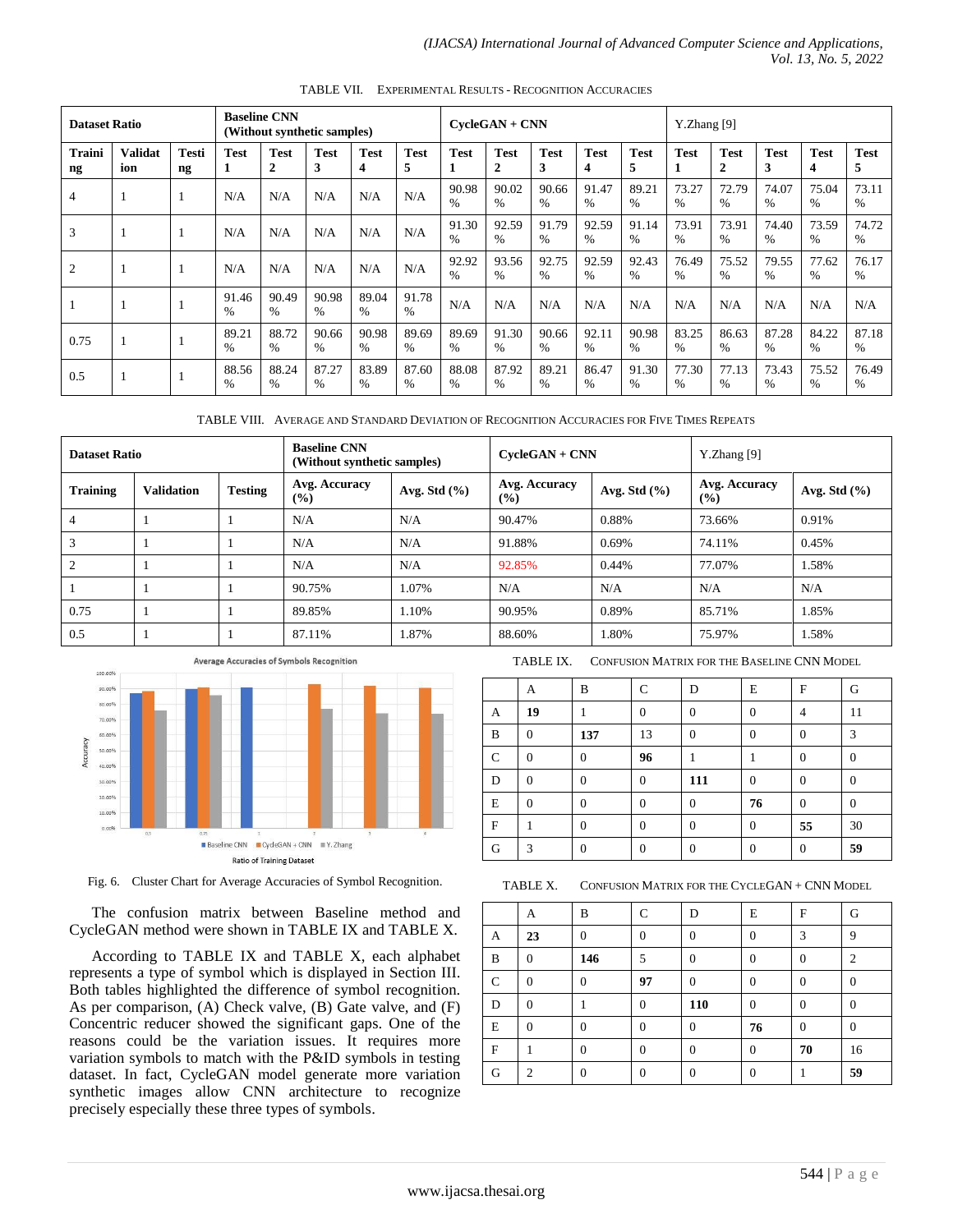TABLE VII. EXPERIMENTAL RESULTS - RECOGNITION ACCURACIES

| Dataset Ratio | | | Baseline CNN (Without synthetic samples) | | | | | CycleGAN + CNN | | | | | Y.Zhang [9] | | | | |
|---|---|---|---|---|---|---|---|---|---|---|---|---|---|---|---|---|---|
| Training | Validation | Testing | Test 1 | Test 2 | Test 3 | Test 4 | Test 5 | Test 1 | Test 2 | Test 3 | Test 4 | Test 5 | Test 1 | Test 2 | Test 3 | Test 4 | Test 5 |
| 4 | 1 | 1 | N/A | N/A | N/A | N/A | N/A | 90.98 % | 90.02 % | 90.66 % | 91.47 % | 89.21 % | 73.27 % | 72.79 % | 74.07 % | 75.04 % | 73.11 % |
| 3 | 1 | 1 | N/A | N/A | N/A | N/A | N/A | 91.30 % | 92.59 % | 91.79 % | 92.59 % | 91.14 % | 73.91 % | 73.91 % | 74.40 % | 73.59 % | 74.72 % |
| 2 | 1 | 1 | N/A | N/A | N/A | N/A | N/A | 92.92 % | 93.56 % | 92.75 % | 92.59 % | 92.43 % | 76.49 % | 75.52 % | 79.55 % | 77.62 % | 76.17 % |
| 1 | 1 | 1 | 91.46 % | 90.49 % | 90.98 % | 89.04 % | 91.78 % | N/A | N/A | N/A | N/A | N/A | N/A | N/A | N/A | N/A | N/A |
| 0.75 | 1 | 1 | 89.21 % | 88.72 % | 90.66 % | 90.98 % | 89.69 % | 89.69 % | 91.30 % | 90.66 % | 92.11 % | 90.98 % | 83.25 % | 86.63 % | 87.28 % | 84.22 % | 87.18 % |
| 0.5 | 1 | 1 | 88.56 % | 88.24 % | 87.27 % | 83.89 % | 87.60 % | 88.08 % | 87.92 % | 89.21 % | 86.47 % | 91.30 % | 77.30 % | 77.13 % | 73.43 % | 75.52 % | 76.49 % |

TABLE VIII. AVERAGE AND STANDARD DEVIATION OF RECOGNITION ACCURACIES FOR FIVE TIMES REPEATS

| Dataset Ratio | | | Baseline CNN (Without synthetic samples) | | CycleGAN + CNN | | Y.Zhang [9] | |
|---|---|---|---|---|---|---|---|---|
| Training | Validation | Testing | Avg. Accuracy (%) | Avg. Std (%) | Avg. Accuracy (%) | Avg. Std (%) | Avg. Accuracy (%) | Avg. Std (%) |
| 4 | 1 | 1 | N/A | N/A | 90.47% | 0.88% | 73.66% | 0.91% |
| 3 | 1 | 1 | N/A | N/A | 91.88% | 0.69% | 74.11% | 0.45% |
| 2 | 1 | 1 | N/A | N/A | 92.85% | 0.44% | 77.07% | 1.58% |
| 1 | 1 | 1 | 90.75% | 1.07% | N/A | N/A | N/A | N/A |
| 0.75 | 1 | 1 | 89.85% | 1.10% | 90.95% | 0.89% | 85.71% | 1.85% |
| 0.5 | 1 | 1 | 87.11% | 1.87% | 88.60% | 1.80% | 75.97% | 1.58% |

Fig. 6. Cluster Chart for Average Accuracies of Symbol Recognition.

The confusion matrix between Baseline method and CycleGAN method were shown in TABLE IX and TABLE X.

According to TABLE IX and TABLE X, each alphabet represents a type of symbol which is displayed in Section III. Both tables highlighted the difference of symbol recognition. As per comparison, (A) Check valve, (B) Gate valve, and (F) Concentric reducer showed the significant gaps. One of the reasons could be the variation issues. It requires more variation symbols to match with the P&ID symbols in testing dataset. In fact, CycleGAN model generate more variation synthetic images allow CNN architecture to recognize precisely especially these three types of symbols.

TABLE IX. CONFUSION MATRIX FOR THE BASELINE CNN MODEL

| | A | B | C | D | E | F | G |
|---|---|---|---|---|---|---|---|
| A | **19** | 1 | 0 | 0 | 0 | 4 | 11 |
| B | 0 | **137** | 13 | 0 | 0 | 0 | 3 |
| C | 0 | 0 | **96** | 1 | 1 | 0 | 0 |
| D | 0 | 0 | 0 | **111** | 0 | 0 | 0 |
| E | 0 | 0 | 0 | 0 | **76** | 0 | 0 |
| F | 1 | 0 | 0 | 0 | 0 | **55** | 30 |
| G | 3 | 0 | 0 | 0 | 0 | 0 | **59** |

TABLE X. CONFUSION MATRIX FOR THE CYCLEGAN + CNN MODEL

| | A | B | C | D | E | F | G |
|---|---|---|---|---|---|---|---|
| A | **23** | 0 | 0 | 0 | 0 | 3 | 9 |
| B | 0 | **146** | 5 | 0 | 0 | 0 | 2 |
| C | 0 | 0 | **97** | 0 | 0 | 0 | 0 |
| D | 0 | 1 | 0 | **110** | 0 | 0 | 0 |
| E | 0 | 0 | 0 | 0 | **76** | 0 | 0 |
| F | 1 | 0 | 0 | 0 | 0 | **70** | 16 |
| G | 2 | 0 | 0 | 0 | 0 | 1 | **59** |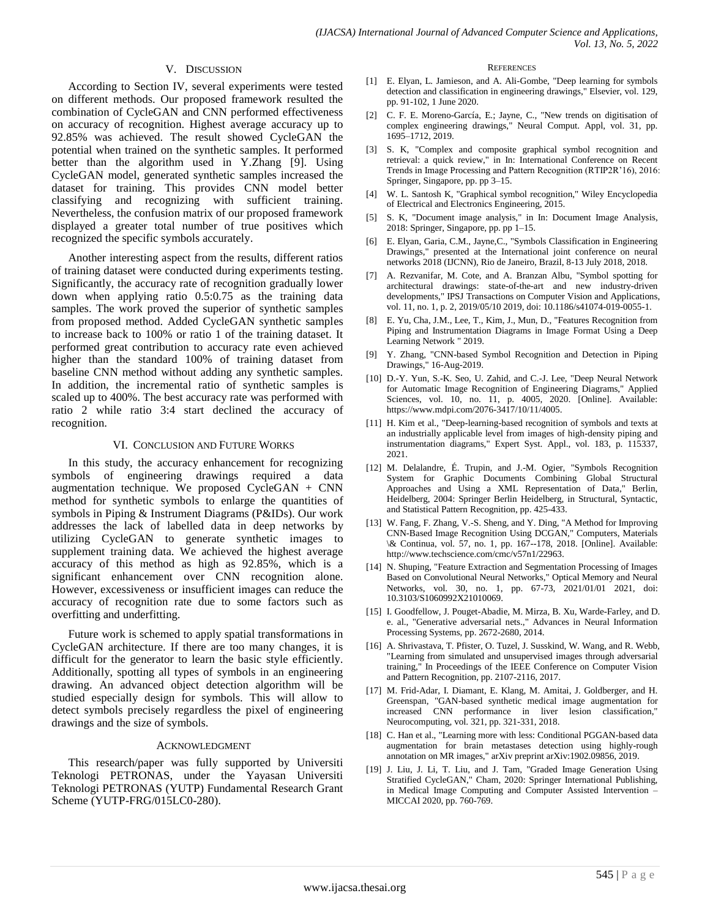## V. Discussion

According to Section IV, several experiments were tested on different methods. Our proposed framework resulted the combination of CycleGAN and CNN performed effectiveness on accuracy of recognition. Highest average accuracy up to 92.85% was achieved. The result showed CycleGAN the potential when trained on the synthetic samples. It performed better than the algorithm used in Y.Zhang [9]. Using CycleGAN model, generated synthetic samples increased the dataset for training. This provides CNN model better classifying and recognizing with sufficient training. Nevertheless, the confusion matrix of our proposed framework displayed a greater total number of true positives which recognized the specific symbols accurately.

Another interesting aspect from the results, different ratios of training dataset were conducted during experiments testing. Significantly, the accuracy rate of recognition gradually lower down when applying ratio 0.5:0.75 as the training data samples. The work proved the superior of synthetic samples from proposed method. Added CycleGAN synthetic samples to increase back to 100% or ratio 1 of the training dataset. It performed great contribution to accuracy rate even achieved higher than the standard 100% of training dataset from baseline CNN method without adding any synthetic samples. In addition, the incremental ratio of synthetic samples is scaled up to 400%. The best accuracy rate was performed with ratio 2 while ratio 3:4 start declined the accuracy of recognition.

## VI. Conclusion and Future Works

In this study, the accuracy enhancement for recognizing symbols of engineering drawings required a data augmentation technique. We proposed CycleGAN + CNN method for synthetic symbols to enlarge the quantities of symbols in Piping & Instrument Diagrams (P&IDs). Our work addresses the lack of labelled data in deep networks by utilizing CycleGAN to generate synthetic images to supplement training data. We achieved the highest average accuracy of this method as high as 92.85%, which is a significant enhancement over CNN recognition alone. However, excessiveness or insufficient images can reduce the accuracy of recognition rate due to some factors such as overfitting and underfitting.

Future work is schemed to apply spatial transformations in CycleGAN architecture. If there are too many changes, it is difficult for the generator to learn the basic style efficiently. Additionally, spotting all types of symbols in an engineering drawing. An advanced object detection algorithm will be studied especially design for symbols. This will allow to detect symbols precisely regardless the pixel of engineering drawings and the size of symbols.

## Acknowledgment

This research/paper was fully supported by Universiti Teknologi PETRONAS, under the Yayasan Universiti Teknologi PETRONAS (YUTP) Fundamental Research Grant Scheme (YUTP-FRG/015LC0-280).

## References

[1] E. Elyan, L. Jamieson, and A. Ali-Gombe, "Deep learning for symbols detection and classification in engineering drawings," Elsevier, vol. 129, pp. 91-102, 1 June 2020.

[2] C. F. E. Moreno-García, E.; Jayne, C., "New trends on digitisation of complex engineering drawings," Neural Comput. Appl, vol. 31, pp. 1695–1712, 2019.

[3] S. K, "Complex and composite graphical symbol recognition and retrieval: a quick review," in In: International Conference on Recent Trends in Image Processing and Pattern Recognition (RTIP2R'16), 2016: Springer, Singapore, pp. pp 3–15.

[4] W. L. Santosh K, "Graphical symbol recognition," Wiley Encyclopedia of Electrical and Electronics Engineering, 2015.

[5] S. K, "Document image analysis," in In: Document Image Analysis, 2018: Springer, Singapore, pp. pp 1–15.

[6] E. Elyan, Garia, C.M., Jayne,C., "Symbols Classification in Engineering Drawings," presented at the International joint conference on neural networks 2018 (IJCNN), Rio de Janeiro, Brazil, 8-13 July 2018, 2018.

[7] A. Rezvanifar, M. Cote, and A. Branzan Albu, "Symbol spotting for architectural drawings: state-of-the-art and new industry-driven developments," IPSJ Transactions on Computer Vision and Applications, vol. 11, no. 1, p. 2, 2019/05/10 2019, doi: 10.1186/s41074-019-0055-1.

[8] E. Yu, Cha, J.M., Lee, T., Kim, J., Mun, D., "Features Recognition from Piping and Instrumentation Diagrams in Image Format Using a Deep Learning Network " 2019.

[9] Y. Zhang, "CNN-based Symbol Recognition and Detection in Piping Drawings," 16-Aug-2019.

[10] D.-Y. Yun, S.-K. Seo, U. Zahid, and C.-J. Lee, "Deep Neural Network for Automatic Image Recognition of Engineering Diagrams," Applied Sciences, vol. 10, no. 11, p. 4005, 2020. [Online]. Available: https://www.mdpi.com/2076-3417/10/11/4005.

[11] H. Kim et al., "Deep-learning-based recognition of symbols and texts at an industrially applicable level from images of high-density piping and instrumentation diagrams," Expert Syst. Appl., vol. 183, p. 115337, 2021.

[12] M. Delalandre, É. Trupin, and J.-M. Ogier, "Symbols Recognition System for Graphic Documents Combining Global Structural Approaches and Using a XML Representation of Data," Berlin, Heidelberg, 2004: Springer Berlin Heidelberg, in Structural, Syntactic, and Statistical Pattern Recognition, pp. 425-433.

[13] W. Fang, F. Zhang, V.-S. Sheng, and Y. Ding, "A Method for Improving CNN-Based Image Recognition Using DCGAN," Computers, Materials \& Continua, vol. 57, no. 1, pp. 167--178, 2018. [Online]. Available: http://www.techscience.com/cmc/v57n1/22963.

[14] N. Shuping, "Feature Extraction and Segmentation Processing of Images Based on Convolutional Neural Networks," Optical Memory and Neural Networks, vol. 30, no. 1, pp. 67-73, 2021/01/01 2021, doi: 10.3103/S1060992X21010069.

[15] I. Goodfellow, J. Pouget-Abadie, M. Mirza, B. Xu, Warde-Farley, and D. e. al., "Generative adversarial nets.," Advances in Neural Information Processing Systems, pp. 2672-2680, 2014.

[16] A. Shrivastava, T. Pfister, O. Tuzel, J. Susskind, W. Wang, and R. Webb, "Learning from simulated and unsupervised images through adversarial training," In Proceedings of the IEEE Conference on Computer Vision and Pattern Recognition, pp. 2107-2116, 2017.

[17] M. Frid-Adar, I. Diamant, E. Klang, M. Amitai, J. Goldberger, and H. Greenspan, "GAN-based synthetic medical image augmentation for increased CNN performance in liver lesion classification," Neurocomputing, vol. 321, pp. 321-331, 2018.

[18] C. Han et al., "Learning more with less: Conditional PGGAN-based data augmentation for brain metastases detection using highly-rough annotation on MR images," arXiv preprint arXiv:1902.09856, 2019.

[19] J. Liu, J. Li, T. Liu, and J. Tam, "Graded Image Generation Using Stratified CycleGAN," Cham, 2020: Springer International Publishing, in Medical Image Computing and Computer Assisted Intervention – MICCAI 2020, pp. 760-769.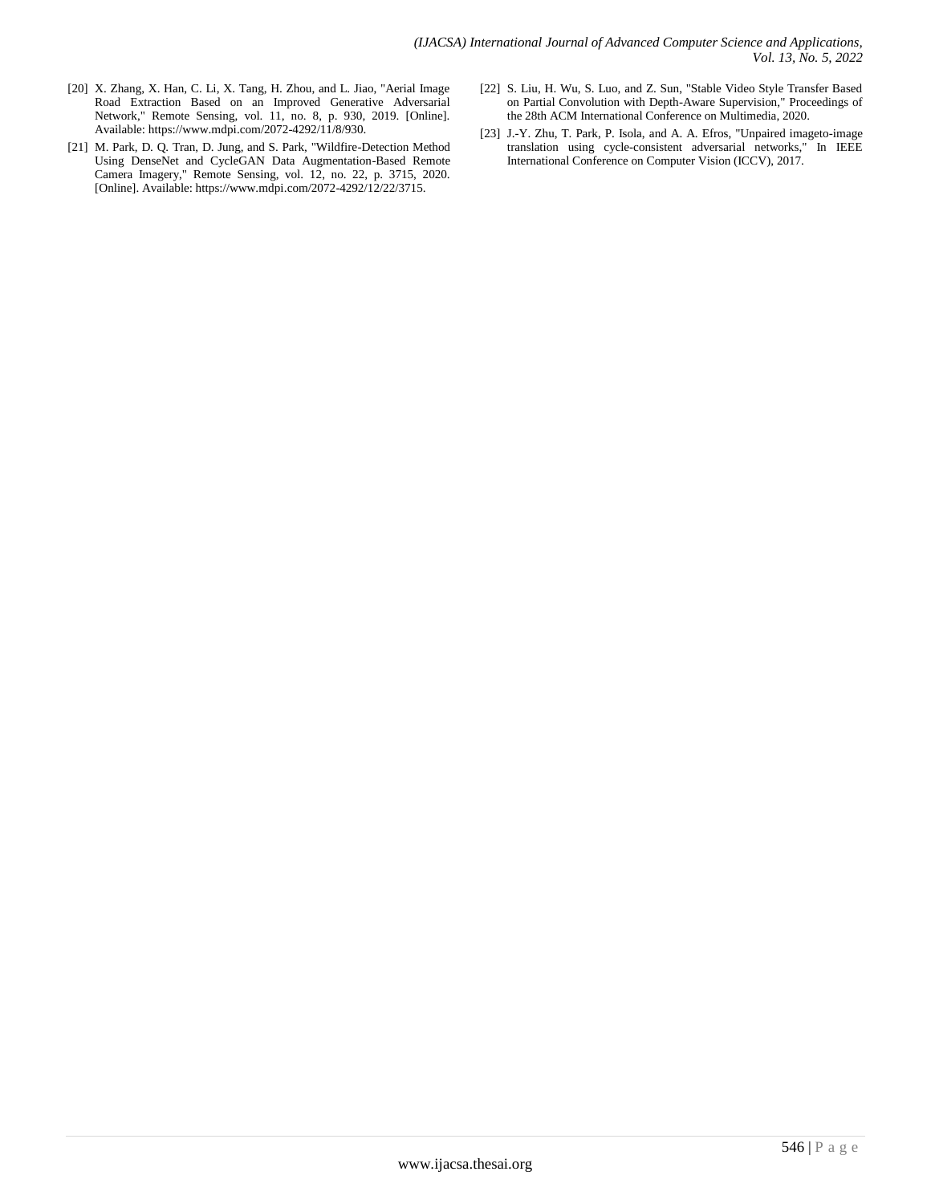[20] X. Zhang, X. Han, C. Li, X. Tang, H. Zhou, and L. Jiao, "Aerial Image Road Extraction Based on an Improved Generative Adversarial Network," Remote Sensing, vol. 11, no. 8, p. 930, 2019. [Online]. Available: https://www.mdpi.com/2072-4292/11/8/930.

[21] M. Park, D. Q. Tran, D. Jung, and S. Park, "Wildfire-Detection Method Using DenseNet and CycleGAN Data Augmentation-Based Remote Camera Imagery," Remote Sensing, vol. 12, no. 22, p. 3715, 2020. [Online]. Available: https://www.mdpi.com/2072-4292/12/22/3715.

[22] S. Liu, H. Wu, S. Luo, and Z. Sun, "Stable Video Style Transfer Based on Partial Convolution with Depth-Aware Supervision," Proceedings of the 28th ACM International Conference on Multimedia, 2020.

[23] J.-Y. Zhu, T. Park, P. Isola, and A. A. Efros, "Unpaired imageto-image translation using cycle-consistent adversarial networks," In IEEE International Conference on Computer Vision (ICCV), 2017.